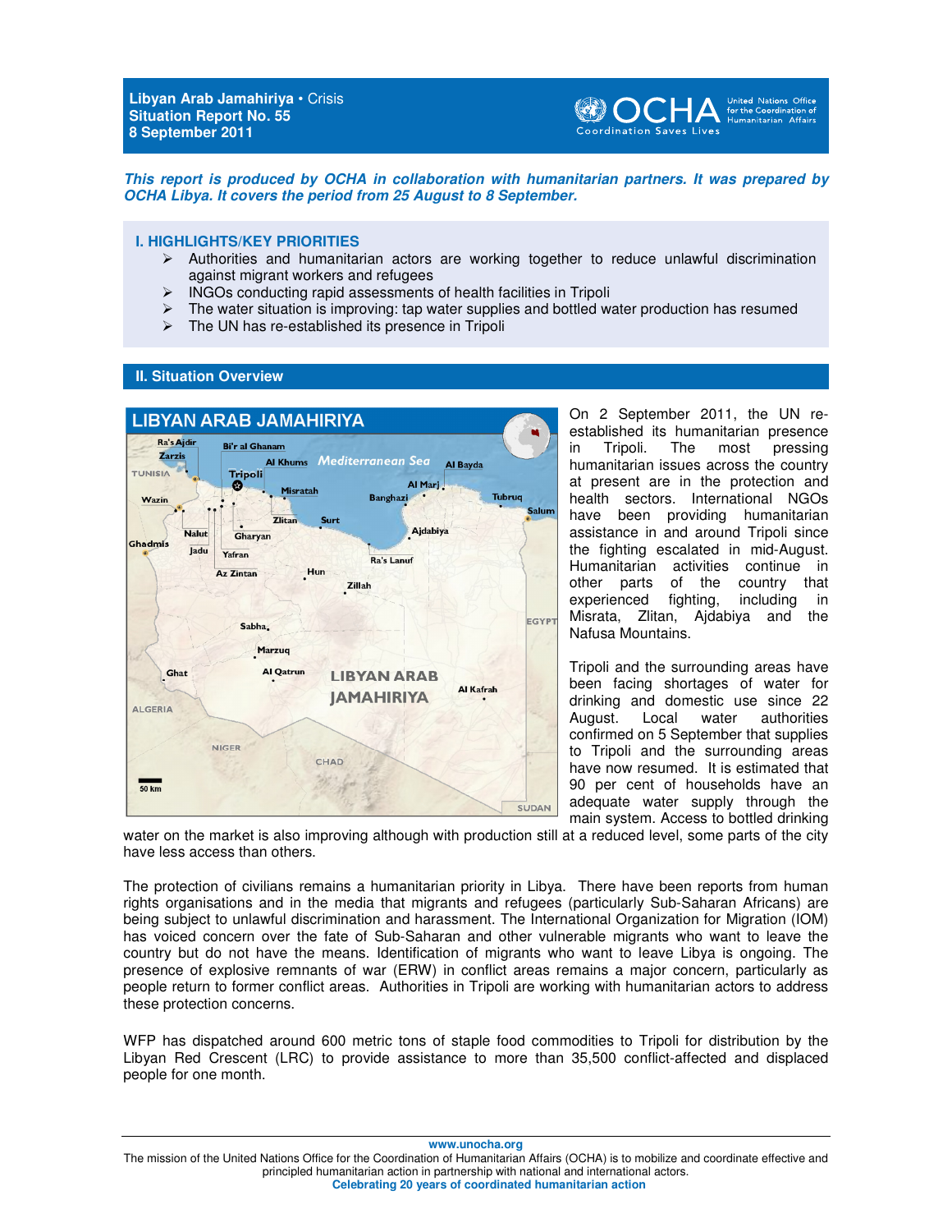**Libyan Arab Jamahiriya** • Crisis
**Situation Report No. 55**
**8 September 2011**

***This report is produced by OCHA in collaboration with humanitarian partners. It was prepared by OCHA Libya. It covers the period from 25 August to 8 September.***

## I. HIGHLIGHTS/KEY PRIORITIES

- Authorities and humanitarian actors are working together to reduce unlawful discrimination against migrant workers and refugees
- INGOs conducting rapid assessments of health facilities in Tripoli
- The water situation is improving: tap water supplies and bottled water production has resumed
- The UN has re-established its presence in Tripoli

## II. Situation Overview

On 2 September 2011, the UN re-established its humanitarian presence in Tripoli. The most pressing humanitarian issues across the country at present are in the protection and health sectors. International NGOs have been providing humanitarian assistance in and around Tripoli since the fighting escalated in mid-August. Humanitarian activities continue in other parts of the country that experienced fighting, including in Misrata, Zlitan, Ajdabiya and the Nafusa Mountains.

Tripoli and the surrounding areas have been facing shortages of water for drinking and domestic use since 22 August. Local water authorities confirmed on 5 September that supplies to Tripoli and the surrounding areas have now resumed. It is estimated that 90 per cent of households have an adequate water supply through the main system. Access to bottled drinking water on the market is also improving although with production still at a reduced level, some parts of the city have less access than others.

The protection of civilians remains a humanitarian priority in Libya. There have been reports from human rights organisations and in the media that migrants and refugees (particularly Sub-Saharan Africans) are being subject to unlawful discrimination and harassment. The International Organization for Migration (IOM) has voiced concern over the fate of Sub-Saharan and other vulnerable migrants who want to leave the country but do not have the means. Identification of migrants who want to leave Libya is ongoing. The presence of explosive remnants of war (ERW) in conflict areas remains a major concern, particularly as people return to former conflict areas. Authorities in Tripoli are working with humanitarian actors to address these protection concerns.

WFP has dispatched around 600 metric tons of staple food commodities to Tripoli for distribution by the Libyan Red Crescent (LRC) to provide assistance to more than 35,500 conflict-affected and displaced people for one month.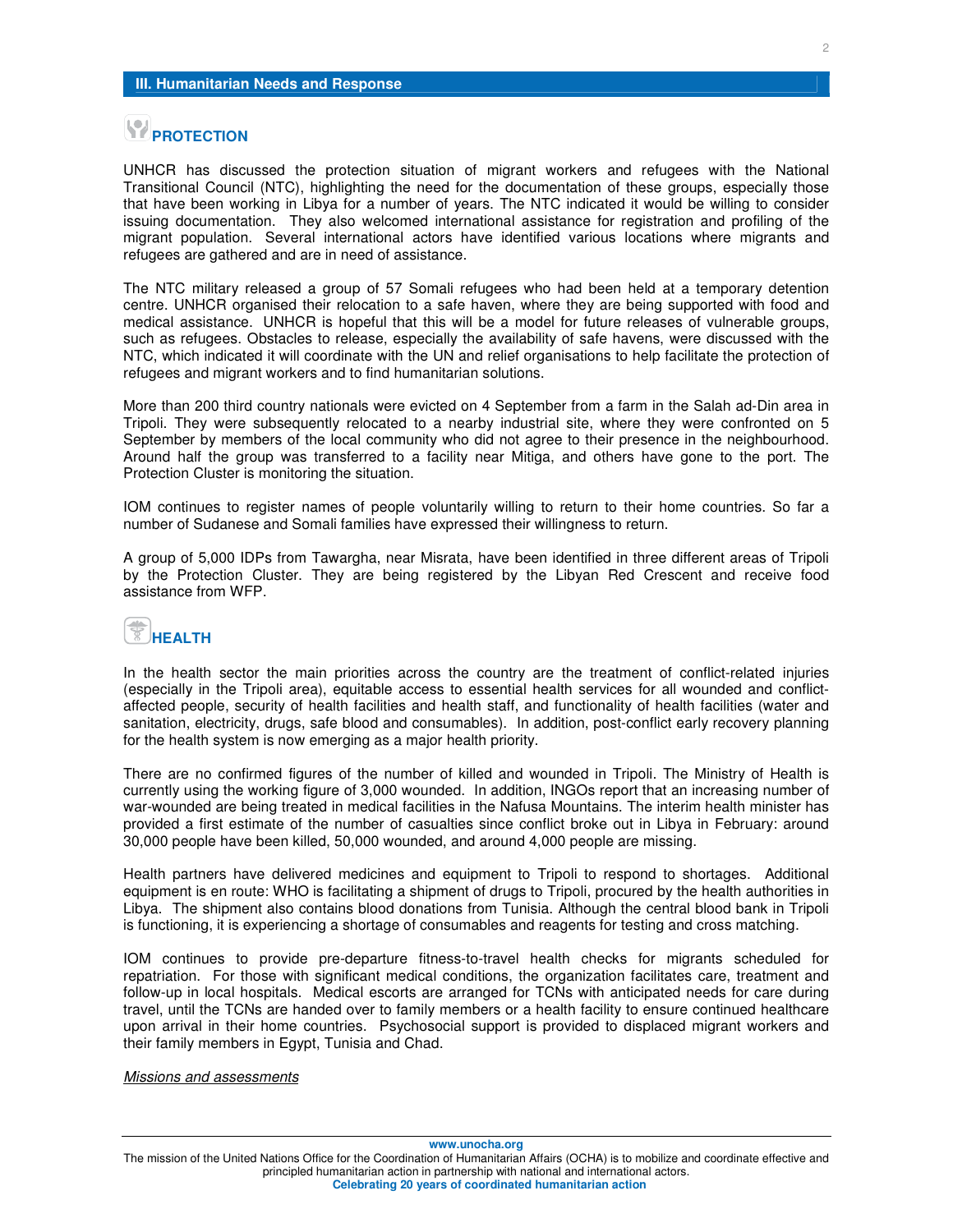## III. Humanitarian Needs and Response

### PROTECTION

UNHCR has discussed the protection situation of migrant workers and refugees with the National Transitional Council (NTC), highlighting the need for the documentation of these groups, especially those that have been working in Libya for a number of years. The NTC indicated it would be willing to consider issuing documentation. They also welcomed international assistance for registration and profiling of the migrant population. Several international actors have identified various locations where migrants and refugees are gathered and are in need of assistance.

The NTC military released a group of 57 Somali refugees who had been held at a temporary detention centre. UNHCR organised their relocation to a safe haven, where they are being supported with food and medical assistance. UNHCR is hopeful that this will be a model for future releases of vulnerable groups, such as refugees. Obstacles to release, especially the availability of safe havens, were discussed with the NTC, which indicated it will coordinate with the UN and relief organisations to help facilitate the protection of refugees and migrant workers and to find humanitarian solutions.

More than 200 third country nationals were evicted on 4 September from a farm in the Salah ad-Din area in Tripoli. They were subsequently relocated to a nearby industrial site, where they were confronted on 5 September by members of the local community who did not agree to their presence in the neighbourhood. Around half the group was transferred to a facility near Mitiga, and others have gone to the port. The Protection Cluster is monitoring the situation.

IOM continues to register names of people voluntarily willing to return to their home countries. So far a number of Sudanese and Somali families have expressed their willingness to return.

A group of 5,000 IDPs from Tawargha, near Misrata, have been identified in three different areas of Tripoli by the Protection Cluster. They are being registered by the Libyan Red Crescent and receive food assistance from WFP.

### HEALTH

In the health sector the main priorities across the country are the treatment of conflict-related injuries (especially in the Tripoli area), equitable access to essential health services for all wounded and conflict-affected people, security of health facilities and health staff, and functionality of health facilities (water and sanitation, electricity, drugs, safe blood and consumables). In addition, post-conflict early recovery planning for the health system is now emerging as a major health priority.

There are no confirmed figures of the number of killed and wounded in Tripoli. The Ministry of Health is currently using the working figure of 3,000 wounded. In addition, INGOs report that an increasing number of war-wounded are being treated in medical facilities in the Nafusa Mountains. The interim health minister has provided a first estimate of the number of casualties since conflict broke out in Libya in February: around 30,000 people have been killed, 50,000 wounded, and around 4,000 people are missing.

Health partners have delivered medicines and equipment to Tripoli to respond to shortages. Additional equipment is en route: WHO is facilitating a shipment of drugs to Tripoli, procured by the health authorities in Libya. The shipment also contains blood donations from Tunisia. Although the central blood bank in Tripoli is functioning, it is experiencing a shortage of consumables and reagents for testing and cross matching.

IOM continues to provide pre-departure fitness-to-travel health checks for migrants scheduled for repatriation. For those with significant medical conditions, the organization facilitates care, treatment and follow-up in local hospitals. Medical escorts are arranged for TCNs with anticipated needs for care during travel, until the TCNs are handed over to family members or a health facility to ensure continued healthcare upon arrival in their home countries. Psychosocial support is provided to displaced migrant workers and their family members in Egypt, Tunisia and Chad.

*Missions and assessments*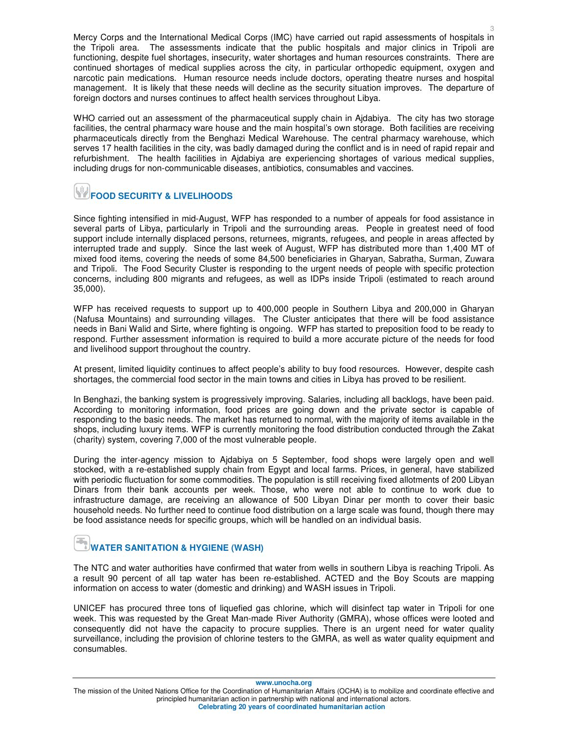Mercy Corps and the International Medical Corps (IMC) have carried out rapid assessments of hospitals in the Tripoli area. The assessments indicate that the public hospitals and major clinics in Tripoli are functioning, despite fuel shortages, insecurity, water shortages and human resources constraints. There are continued shortages of medical supplies across the city, in particular orthopedic equipment, oxygen and narcotic pain medications. Human resource needs include doctors, operating theatre nurses and hospital management. It is likely that these needs will decline as the security situation improves. The departure of foreign doctors and nurses continues to affect health services throughout Libya.

WHO carried out an assessment of the pharmaceutical supply chain in Ajdabiya. The city has two storage facilities, the central pharmacy ware house and the main hospital's own storage. Both facilities are receiving pharmaceuticals directly from the Benghazi Medical Warehouse. The central pharmacy warehouse, which serves 17 health facilities in the city, was badly damaged during the conflict and is in need of rapid repair and refurbishment. The health facilities in Ajdabiya are experiencing shortages of various medical supplies, including drugs for non-communicable diseases, antibiotics, consumables and vaccines.

## FOOD SECURITY & LIVELIHOODS

Since fighting intensified in mid-August, WFP has responded to a number of appeals for food assistance in several parts of Libya, particularly in Tripoli and the surrounding areas. People in greatest need of food support include internally displaced persons, returnees, migrants, refugees, and people in areas affected by interrupted trade and supply. Since the last week of August, WFP has distributed more than 1,400 MT of mixed food items, covering the needs of some 84,500 beneficiaries in Gharyan, Sabratha, Surman, Zuwara and Tripoli. The Food Security Cluster is responding to the urgent needs of people with specific protection concerns, including 800 migrants and refugees, as well as IDPs inside Tripoli (estimated to reach around 35,000).

WFP has received requests to support up to 400,000 people in Southern Libya and 200,000 in Gharyan (Nafusa Mountains) and surrounding villages. The Cluster anticipates that there will be food assistance needs in Bani Walid and Sirte, where fighting is ongoing. WFP has started to preposition food to be ready to respond. Further assessment information is required to build a more accurate picture of the needs for food and livelihood support throughout the country.

At present, limited liquidity continues to affect people's ability to buy food resources. However, despite cash shortages, the commercial food sector in the main towns and cities in Libya has proved to be resilient.

In Benghazi, the banking system is progressively improving. Salaries, including all backlogs, have been paid. According to monitoring information, food prices are going down and the private sector is capable of responding to the basic needs. The market has returned to normal, with the majority of items available in the shops, including luxury items. WFP is currently monitoring the food distribution conducted through the Zakat (charity) system, covering 7,000 of the most vulnerable people.

During the inter-agency mission to Ajdabiya on 5 September, food shops were largely open and well stocked, with a re-established supply chain from Egypt and local farms. Prices, in general, have stabilized with periodic fluctuation for some commodities. The population is still receiving fixed allotments of 200 Libyan Dinars from their bank accounts per week. Those, who were not able to continue to work due to infrastructure damage, are receiving an allowance of 500 Libyan Dinar per month to cover their basic household needs. No further need to continue food distribution on a large scale was found, though there may be food assistance needs for specific groups, which will be handled on an individual basis.

## WATER SANITATION & HYGIENE (WASH)

The NTC and water authorities have confirmed that water from wells in southern Libya is reaching Tripoli. As a result 90 percent of all tap water has been re-established. ACTED and the Boy Scouts are mapping information on access to water (domestic and drinking) and WASH issues in Tripoli.

UNICEF has procured three tons of liquefied gas chlorine, which will disinfect tap water in Tripoli for one week. This was requested by the Great Man-made River Authority (GMRA), whose offices were looted and consequently did not have the capacity to procure supplies. There is an urgent need for water quality surveillance, including the provision of chlorine testers to the GMRA, as well as water quality equipment and consumables.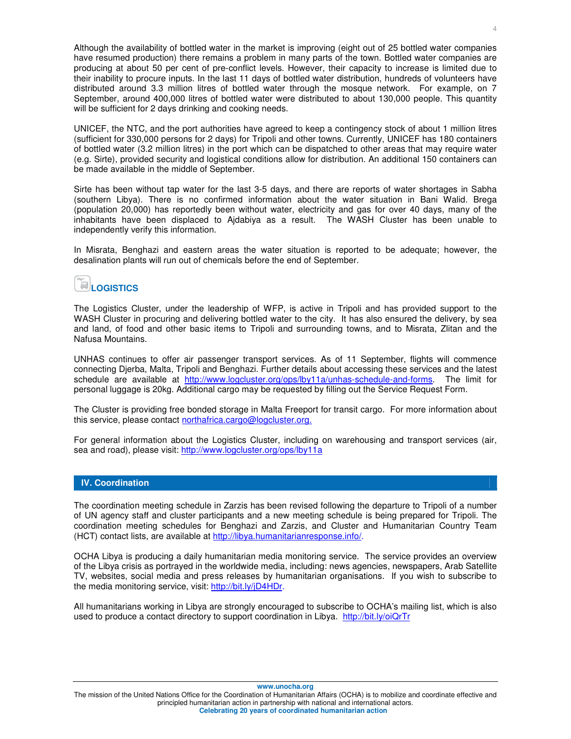Although the availability of bottled water in the market is improving (eight out of 25 bottled water companies have resumed production) there remains a problem in many parts of the town. Bottled water companies are producing at about 50 per cent of pre-conflict levels. However, their capacity to increase is limited due to their inability to procure inputs. In the last 11 days of bottled water distribution, hundreds of volunteers have distributed around 3.3 million litres of bottled water through the mosque network. For example, on 7 September, around 400,000 litres of bottled water were distributed to about 130,000 people. This quantity will be sufficient for 2 days drinking and cooking needs.

UNICEF, the NTC, and the port authorities have agreed to keep a contingency stock of about 1 million litres (sufficient for 330,000 persons for 2 days) for Tripoli and other towns. Currently, UNICEF has 180 containers of bottled water (3.2 million litres) in the port which can be dispatched to other areas that may require water (e.g. Sirte), provided security and logistical conditions allow for distribution. An additional 150 containers can be made available in the middle of September.

Sirte has been without tap water for the last 3-5 days, and there are reports of water shortages in Sabha (southern Libya). There is no confirmed information about the water situation in Bani Walid. Brega (population 20,000) has reportedly been without water, electricity and gas for over 40 days, many of the inhabitants have been displaced to Ajdabiya as a result. The WASH Cluster has been unable to independently verify this information.

In Misrata, Benghazi and eastern areas the water situation is reported to be adequate; however, the desalination plants will run out of chemicals before the end of September.

### LOGISTICS

The Logistics Cluster, under the leadership of WFP, is active in Tripoli and has provided support to the WASH Cluster in procuring and delivering bottled water to the city. It has also ensured the delivery, by sea and land, of food and other basic items to Tripoli and surrounding towns, and to Misrata, Zlitan and the Nafusa Mountains.

UNHAS continues to offer air passenger transport services. As of 11 September, flights will commence connecting Djerba, Malta, Tripoli and Benghazi. Further details about accessing these services and the latest schedule are available at http://www.logcluster.org/ops/lby11a/unhas-schedule-and-forms. The limit for personal luggage is 20kg. Additional cargo may be requested by filling out the Service Request Form.

The Cluster is providing free bonded storage in Malta Freeport for transit cargo. For more information about this service, please contact northafrica.cargo@logcluster.org.

For general information about the Logistics Cluster, including on warehousing and transport services (air, sea and road), please visit: http://www.logcluster.org/ops/lby11a

## IV. Coordination

The coordination meeting schedule in Zarzis has been revised following the departure to Tripoli of a number of UN agency staff and cluster participants and a new meeting schedule is being prepared for Tripoli. The coordination meeting schedules for Benghazi and Zarzis, and Cluster and Humanitarian Country Team (HCT) contact lists, are available at http://libya.humanitarianresponse.info/.

OCHA Libya is producing a daily humanitarian media monitoring service. The service provides an overview of the Libya crisis as portrayed in the worldwide media, including: news agencies, newspapers, Arab Satellite TV, websites, social media and press releases by humanitarian organisations. If you wish to subscribe to the media monitoring service, visit: http://bit.ly/jD4HDr.

All humanitarians working in Libya are strongly encouraged to subscribe to OCHA's mailing list, which is also used to produce a contact directory to support coordination in Libya. http://bit.ly/oiQrTr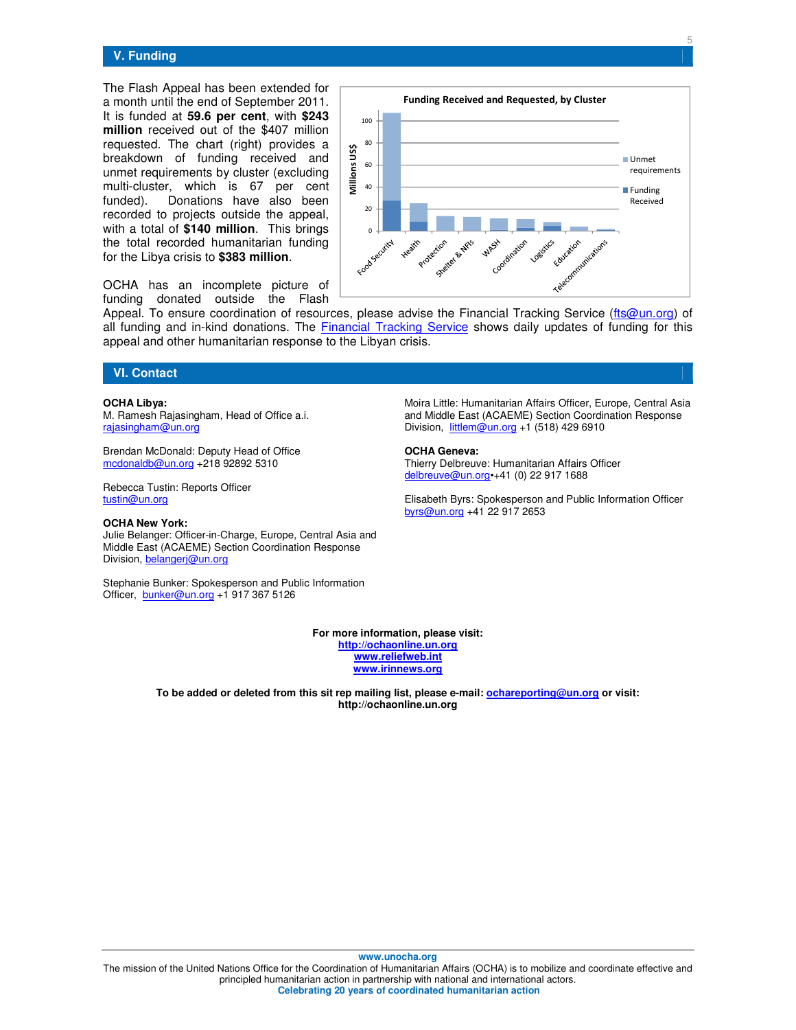## V. Funding

The Flash Appeal has been extended for a month until the end of September 2011. It is funded at **59.6 per cent**, with **$243 million** received out of the $407 million requested. The chart (right) provides a breakdown of funding received and unmet requirements by cluster (excluding multi-cluster, which is 67 per cent funded). Donations have also been recorded to projects outside the appeal, with a total of **$140 million**. This brings the total recorded humanitarian funding for the Libya crisis to **$383 million**.

**Funding Received and Requested, by Cluster**

Millions US$

100
80
60
40
20
0

Food Security
Health
Protection
Shelter & NFIs
WASH
Coordination
Logistics
Education
Telecommunications

Unmet requirements
Funding Received

OCHA has an incomplete picture of funding donated outside the Flash Appeal. To ensure coordination of resources, please advise the Financial Tracking Service (fts@un.org) of all funding and in-kind donations. The Financial Tracking Service shows daily updates of funding for this appeal and other humanitarian response to the Libyan crisis.

## VI. Contact

**OCHA Libya:**
M. Ramesh Rajasingham, Head of Office a.i.
rajasingham@un.org

Brendan McDonald: Deputy Head of Office
mcdonaldb@un.org +218 92892 5310

Rebecca Tustin: Reports Officer
tustin@un.org

**OCHA New York:**
Julie Belanger: Officer-in-Charge, Europe, Central Asia and Middle East (ACAEME) Section Coordination Response Division, belangerj@un.org

Stephanie Bunker: Spokesperson and Public Information Officer, bunker@un.org +1 917 367 5126

Moira Little: Humanitarian Affairs Officer, Europe, Central Asia and Middle East (ACAEME) Section Coordination Response Division, littlem@un.org +1 (518) 429 6910

**OCHA Geneva:**
Thierry Delbreuve: Humanitarian Affairs Officer
delbreuve@un.org•+41 (0) 22 917 1688

Elisabeth Byrs: Spokesperson and Public Information Officer
byrs@un.org +41 22 917 2653

**For more information, please visit:**
**http://ochaonline.un.org**
**www.reliefweb.int**
**www.irinnews.org**

**To be added or deleted from this sit rep mailing list, please e-mail: ochareporting@un.org or visit: http://ochaonline.un.org**